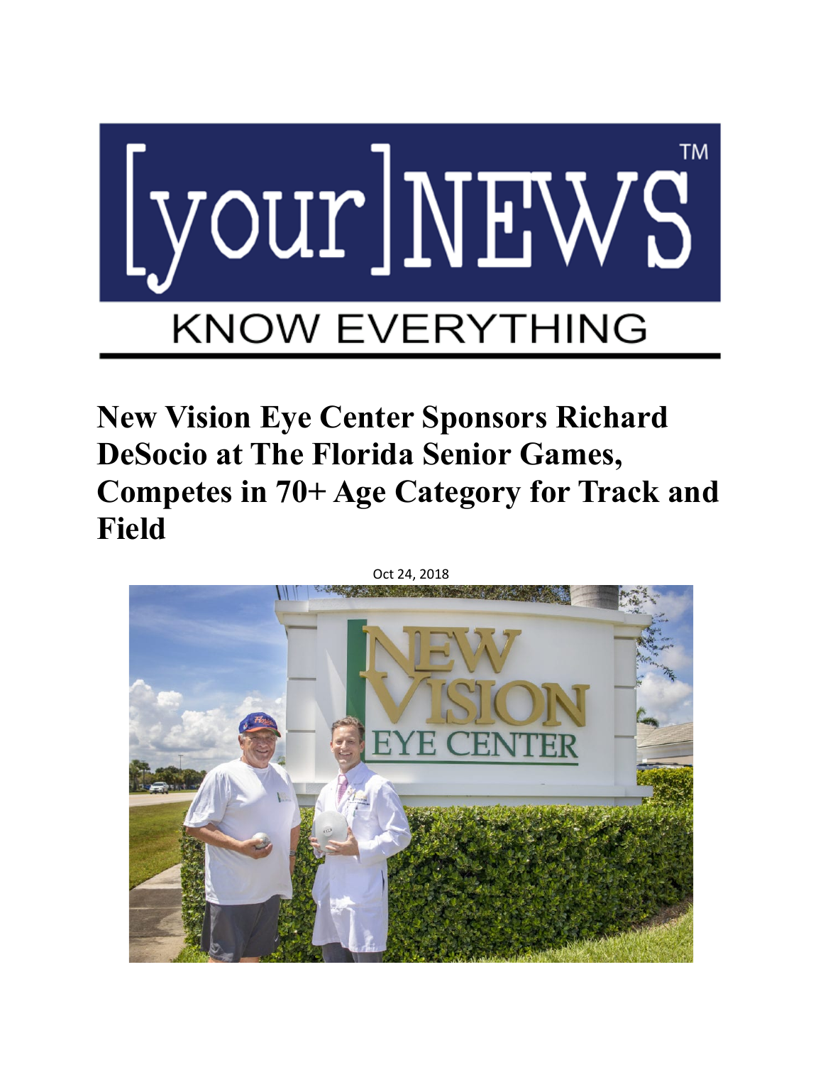# New Vision Eye Center Sponsors Richard DeSocio at The Florida Senior Games, Competes in 70+ Age Category for Track and Field

Oct 24, 2018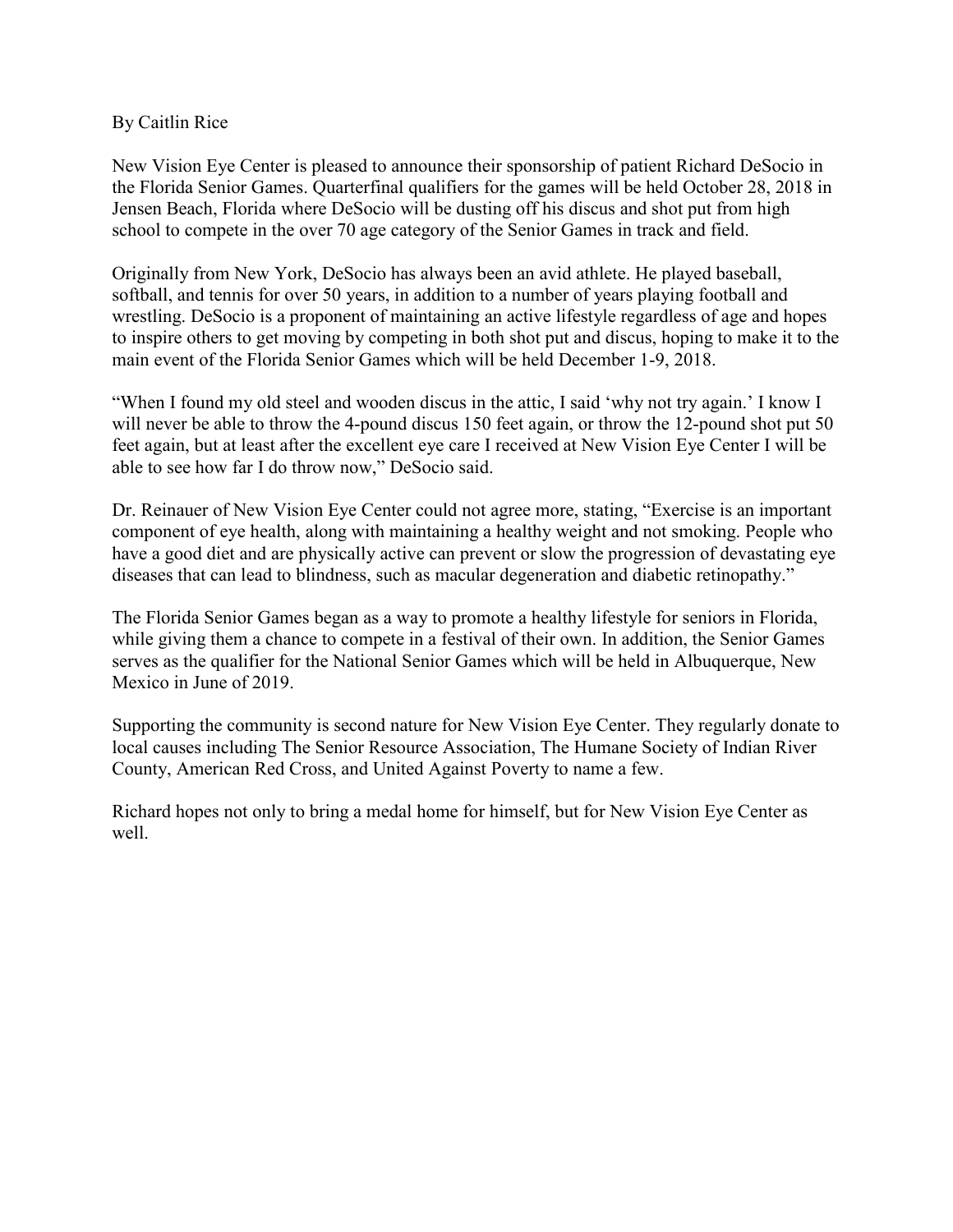By Caitlin Rice

New Vision Eye Center is pleased to announce their sponsorship of patient Richard DeSocio in the Florida Senior Games. Quarterfinal qualifiers for the games will be held October 28, 2018 in Jensen Beach, Florida where DeSocio will be dusting off his discus and shot put from high school to compete in the over 70 age category of the Senior Games in track and field.

Originally from New York, DeSocio has always been an avid athlete. He played baseball, softball, and tennis for over 50 years, in addition to a number of years playing football and wrestling. DeSocio is a proponent of maintaining an active lifestyle regardless of age and hopes to inspire others to get moving by competing in both shot put and discus, hoping to make it to the main event of the Florida Senior Games which will be held December 1-9, 2018.

"When I found my old steel and wooden discus in the attic, I said 'why not try again.' I know I will never be able to throw the 4-pound discus 150 feet again, or throw the 12-pound shot put 50 feet again, but at least after the excellent eye care I received at New Vision Eye Center I will be able to see how far I do throw now," DeSocio said.

Dr. Reinauer of New Vision Eye Center could not agree more, stating, "Exercise is an important component of eye health, along with maintaining a healthy weight and not smoking. People who have a good diet and are physically active can prevent or slow the progression of devastating eye diseases that can lead to blindness, such as macular degeneration and diabetic retinopathy."

The Florida Senior Games began as a way to promote a healthy lifestyle for seniors in Florida, while giving them a chance to compete in a festival of their own. In addition, the Senior Games serves as the qualifier for the National Senior Games which will be held in Albuquerque, New Mexico in June of 2019.

Supporting the community is second nature for New Vision Eye Center. They regularly donate to local causes including The Senior Resource Association, The Humane Society of Indian River County, American Red Cross, and United Against Poverty to name a few.

Richard hopes not only to bring a medal home for himself, but for New Vision Eye Center as well.